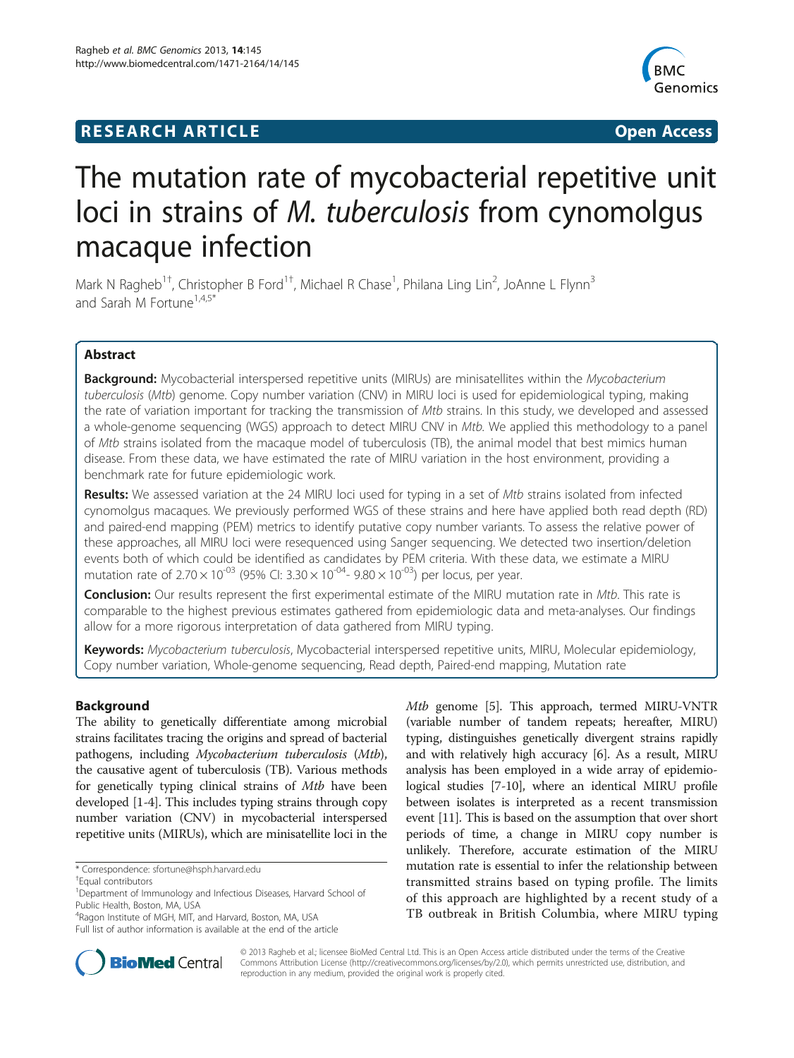**RESEARCH ARTICLE** **Open Access**

# The mutation rate of mycobacterial repetitive unit loci in strains of *M. tuberculosis* from cynomolgus macaque infection

Mark N Ragheb[1†], Christopher B Ford[1†], Michael R Chase[1], Philana Ling Lin[2], JoAnne L Flynn[3] and Sarah M Fortune[1,4,5*]

## Abstract

**Background:** Mycobacterial interspersed repetitive units (MIRUs) are minisatellites within the *Mycobacterium tuberculosis* (*Mtb*) genome. Copy number variation (CNV) in MIRU loci is used for epidemiological typing, making the rate of variation important for tracking the transmission of *Mtb* strains. In this study, we developed and assessed a whole-genome sequencing (WGS) approach to detect MIRU CNV in *Mtb*. We applied this methodology to a panel of *Mtb* strains isolated from the macaque model of tuberculosis (TB), the animal model that best mimics human disease. From these data, we have estimated the rate of MIRU variation in the host environment, providing a benchmark rate for future epidemiologic work.

**Results:** We assessed variation at the 24 MIRU loci used for typing in a set of *Mtb* strains isolated from infected cynomolgus macaques. We previously performed WGS of these strains and here have applied both read depth (RD) and paired-end mapping (PEM) metrics to identify putative copy number variants. To assess the relative power of these approaches, all MIRU loci were resequenced using Sanger sequencing. We detected two insertion/deletion events both of which could be identified as candidates by PEM criteria. With these data, we estimate a MIRU mutation rate of $2.70 \times 10^{-03}$ (95% CI: $3.30 \times 10^{-04}$- $9.80 \times 10^{-03}$) per locus, per year.

**Conclusion:** Our results represent the first experimental estimate of the MIRU mutation rate in *Mtb*. This rate is comparable to the highest previous estimates gathered from epidemiologic data and meta-analyses. Our findings allow for a more rigorous interpretation of data gathered from MIRU typing.

**Keywords:** *Mycobacterium tuberculosis*, Mycobacterial interspersed repetitive units, MIRU, Molecular epidemiology, Copy number variation, Whole-genome sequencing, Read depth, Paired-end mapping, Mutation rate

## Background

The ability to genetically differentiate among microbial strains facilitates tracing the origins and spread of bacterial pathogens, including *Mycobacterium tuberculosis* (*Mtb*), the causative agent of tuberculosis (TB). Various methods for genetically typing clinical strains of *Mtb* have been developed [1-4]. This includes typing strains through copy number variation (CNV) in mycobacterial interspersed repetitive units (MIRUs), which are minisatellite loci in the *Mtb* genome [5]. This approach, termed MIRU-VNTR (variable number of tandem repeats; hereafter, MIRU) typing, distinguishes genetically divergent strains rapidly and with relatively high accuracy [6]. As a result, MIRU analysis has been employed in a wide array of epidemiological studies [7-10], where an identical MIRU profile between isolates is interpreted as a recent transmission event [11]. This is based on the assumption that over short periods of time, a change in MIRU copy number is unlikely. Therefore, accurate estimation of the MIRU mutation rate is essential to infer the relationship between transmitted strains based on typing profile. The limits of this approach are highlighted by a recent study of a TB outbreak in British Columbia, where MIRU typing

\* Correspondence: sfortune@hsph.harvard.edu
†Equal contributors
[1]Department of Immunology and Infectious Diseases, Harvard School of Public Health, Boston, MA, USA
[4]Ragon Institute of MGH, MIT, and Harvard, Boston, MA, USA
Full list of author information is available at the end of the article

© 2013 Ragheb et al.; licensee BioMed Central Ltd. This is an Open Access article distributed under the terms of the Creative Commons Attribution License (http://creativecommons.org/licenses/by/2.0), which permits unrestricted use, distribution, and reproduction in any medium, provided the original work is properly cited.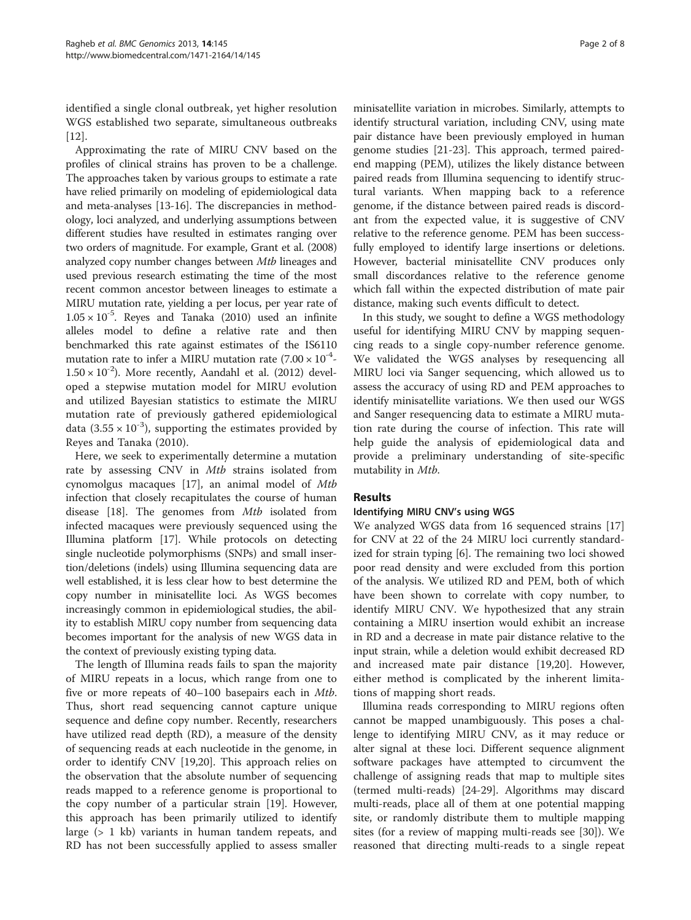identified a single clonal outbreak, yet higher resolution WGS established two separate, simultaneous outbreaks [12].

Approximating the rate of MIRU CNV based on the profiles of clinical strains has proven to be a challenge. The approaches taken by various groups to estimate a rate have relied primarily on modeling of epidemiological data and meta-analyses [13-16]. The discrepancies in methodology, loci analyzed, and underlying assumptions between different studies have resulted in estimates ranging over two orders of magnitude. For example, Grant et al. (2008) analyzed copy number changes between *Mtb* lineages and used previous research estimating the time of the most recent common ancestor between lineages to estimate a MIRU mutation rate, yielding a per locus, per year rate of $1.05 \times 10^{-5}$. Reyes and Tanaka (2010) used an infinite alleles model to define a relative rate and then benchmarked this rate against estimates of the IS6110 mutation rate to infer a MIRU mutation rate ($7.00 \times 10^{-4}$-$1.50 \times 10^{-2}$). More recently, Aandahl et al. (2012) developed a stepwise mutation model for MIRU evolution and utilized Bayesian statistics to estimate the MIRU mutation rate of previously gathered epidemiological data ($3.55 \times 10^{-3}$), supporting the estimates provided by Reyes and Tanaka (2010).

Here, we seek to experimentally determine a mutation rate by assessing CNV in *Mtb* strains isolated from cynomolgus macaques [17], an animal model of *Mtb* infection that closely recapitulates the course of human disease [18]. The genomes from *Mtb* isolated from infected macaques were previously sequenced using the Illumina platform [17]. While protocols on detecting single nucleotide polymorphisms (SNPs) and small insertion/deletions (indels) using Illumina sequencing data are well established, it is less clear how to best determine the copy number in minisatellite loci. As WGS becomes increasingly common in epidemiological studies, the ability to establish MIRU copy number from sequencing data becomes important for the analysis of new WGS data in the context of previously existing typing data.

The length of Illumina reads fails to span the majority of MIRU repeats in a locus, which range from one to five or more repeats of 40–100 basepairs each in *Mtb*. Thus, short read sequencing cannot capture unique sequence and define copy number. Recently, researchers have utilized read depth (RD), a measure of the density of sequencing reads at each nucleotide in the genome, in order to identify CNV [19,20]. This approach relies on the observation that the absolute number of sequencing reads mapped to a reference genome is proportional to the copy number of a particular strain [19]. However, this approach has been primarily utilized to identify large (> 1 kb) variants in human tandem repeats, and RD has not been successfully applied to assess smaller minisatellite variation in microbes. Similarly, attempts to identify structural variation, including CNV, using mate pair distance have been previously employed in human genome studies [21-23]. This approach, termed paired-end mapping (PEM), utilizes the likely distance between paired reads from Illumina sequencing to identify structural variants. When mapping back to a reference genome, if the distance between paired reads is discordant from the expected value, it is suggestive of CNV relative to the reference genome. PEM has been successfully employed to identify large insertions or deletions. However, bacterial minisatellite CNV produces only small discordances relative to the reference genome which fall within the expected distribution of mate pair distance, making such events difficult to detect.

In this study, we sought to define a WGS methodology useful for identifying MIRU CNV by mapping sequencing reads to a single copy-number reference genome. We validated the WGS analyses by resequencing all MIRU loci via Sanger sequencing, which allowed us to assess the accuracy of using RD and PEM approaches to identify minisatellite variations. We then used our WGS and Sanger resequencing data to estimate a MIRU mutation rate during the course of infection. This rate will help guide the analysis of epidemiological data and provide a preliminary understanding of site-specific mutability in *Mtb*.

## Results

### Identifying MIRU CNV's using WGS

We analyzed WGS data from 16 sequenced strains [17] for CNV at 22 of the 24 MIRU loci currently standardized for strain typing [6]. The remaining two loci showed poor read density and were excluded from this portion of the analysis. We utilized RD and PEM, both of which have been shown to correlate with copy number, to identify MIRU CNV. We hypothesized that any strain containing a MIRU insertion would exhibit an increase in RD and a decrease in mate pair distance relative to the input strain, while a deletion would exhibit decreased RD and increased mate pair distance [19,20]. However, either method is complicated by the inherent limitations of mapping short reads.

Illumina reads corresponding to MIRU regions often cannot be mapped unambiguously. This poses a challenge to identifying MIRU CNV, as it may reduce or alter signal at these loci. Different sequence alignment software packages have attempted to circumvent the challenge of assigning reads that map to multiple sites (termed multi-reads) [24-29]. Algorithms may discard multi-reads, place all of them at one potential mapping site, or randomly distribute them to multiple mapping sites (for a review of mapping multi-reads see [30]). We reasoned that directing multi-reads to a single repeat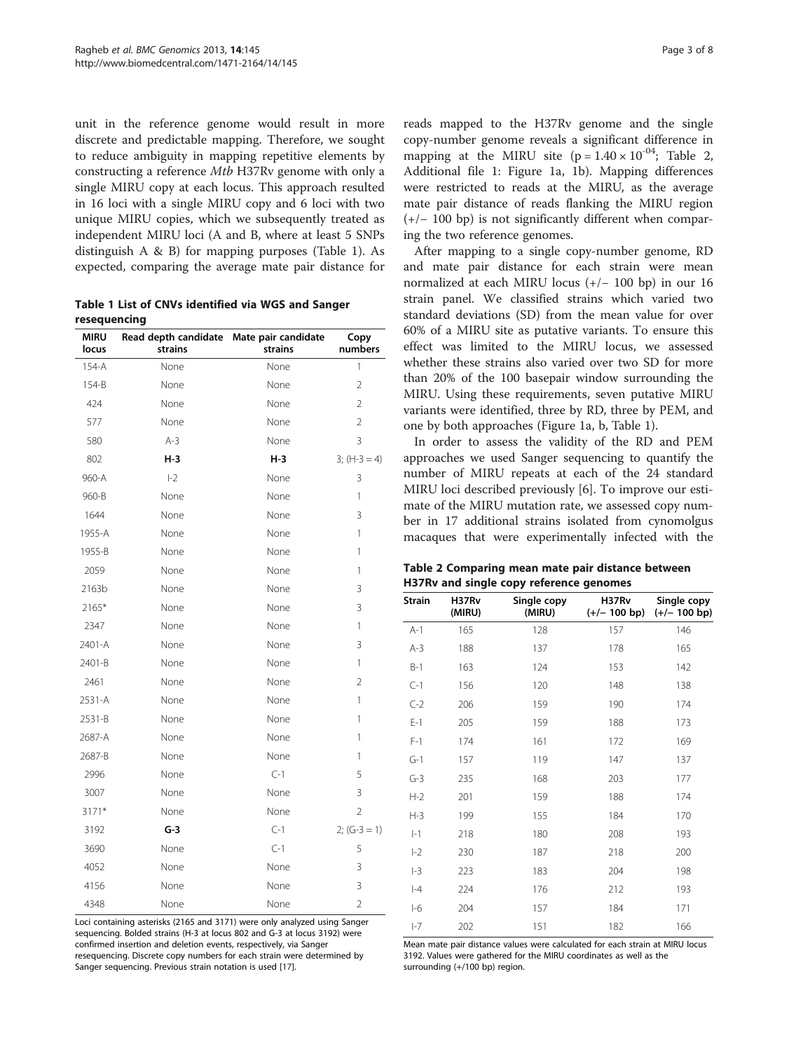unit in the reference genome would result in more discrete and predictable mapping. Therefore, we sought to reduce ambiguity in mapping repetitive elements by constructing a reference *Mtb* H37Rv genome with only a single MIRU copy at each locus. This approach resulted in 16 loci with a single MIRU copy and 6 loci with two unique MIRU copies, which we subsequently treated as independent MIRU loci (A and B, where at least 5 SNPs distinguish A & B) for mapping purposes (Table 1). As expected, comparing the average mate pair distance for reads mapped to the H37Rv genome and the single copy-number genome reveals a significant difference in mapping at the MIRU site ($p = 1.40 \times 10^{-04}$; Table 2, Additional file 1: Figure 1a, 1b). Mapping differences were restricted to reads at the MIRU, as the average mate pair distance of reads flanking the MIRU region (+/− 100 bp) is not significantly different when comparing the two reference genomes.

**Table 1 List of CNVs identified via WGS and Sanger resequencing**

| MIRU locus | Read depth candidate strains | Mate pair candidate strains | Copy numbers |
|---|---|---|---|
| 154-A | None | None | 1 |
| 154-B | None | None | 2 |
| 424 | None | None | 2 |
| 577 | None | None | 2 |
| 580 | A-3 | None | 3 |
| 802 | **H-3** | **H-3** | 3; (H-3 = 4) |
| 960-A | I-2 | None | 3 |
| 960-B | None | None | 1 |
| 1644 | None | None | 3 |
| 1955-A | None | None | 1 |
| 1955-B | None | None | 1 |
| 2059 | None | None | 1 |
| 2163b | None | None | 3 |
| 2165* | None | None | 3 |
| 2347 | None | None | 1 |
| 2401-A | None | None | 3 |
| 2401-B | None | None | 1 |
| 2461 | None | None | 2 |
| 2531-A | None | None | 1 |
| 2531-B | None | None | 1 |
| 2687-A | None | None | 1 |
| 2687-B | None | None | 1 |
| 2996 | None | C-1 | 5 |
| 3007 | None | None | 3 |
| 3171* | None | None | 2 |
| 3192 | **G-3** | C-1 | 2; (G-3 = 1) |
| 3690 | None | C-1 | 5 |
| 4052 | None | None | 3 |
| 4156 | None | None | 3 |
| 4348 | None | None | 2 |

Loci containing asterisks (2165 and 3171) were only analyzed using Sanger sequencing. Bolded strains (H-3 at locus 802 and G-3 at locus 3192) were confirmed insertion and deletion events, respectively, via Sanger resequencing. Discrete copy numbers for each strain were determined by Sanger sequencing. Previous strain notation is used [17].

After mapping to a single copy-number genome, RD and mate pair distance for each strain were mean normalized at each MIRU locus (+/− 100 bp) in our 16 strain panel. We classified strains which varied two standard deviations (SD) from the mean value for over 60% of a MIRU site as putative variants. To ensure this effect was limited to the MIRU locus, we assessed whether these strains also varied over two SD for more than 20% of the 100 basepair window surrounding the MIRU. Using these requirements, seven putative MIRU variants were identified, three by RD, three by PEM, and one by both approaches (Figure 1a, b, Table 1).

In order to assess the validity of the RD and PEM approaches we used Sanger sequencing to quantify the number of MIRU repeats at each of the 24 standard MIRU loci described previously [6]. To improve our estimate of the MIRU mutation rate, we assessed copy number in 17 additional strains isolated from cynomolgus macaques that were experimentally infected with the

**Table 2 Comparing mean mate pair distance between H37Rv and single copy reference genomes**

| Strain | H37Rv (MIRU) | Single copy (MIRU) | H37Rv (+/− 100 bp) | Single copy (+/− 100 bp) |
|---|---|---|---|---|
| A-1 | 165 | 128 | 157 | 146 |
| A-3 | 188 | 137 | 178 | 165 |
| B-1 | 163 | 124 | 153 | 142 |
| C-1 | 156 | 120 | 148 | 138 |
| C-2 | 206 | 159 | 190 | 174 |
| E-1 | 205 | 159 | 188 | 173 |
| F-1 | 174 | 161 | 172 | 169 |
| G-1 | 157 | 119 | 147 | 137 |
| G-3 | 235 | 168 | 203 | 177 |
| H-2 | 201 | 159 | 188 | 174 |
| H-3 | 199 | 155 | 184 | 170 |
| I-1 | 218 | 180 | 208 | 193 |
| I-2 | 230 | 187 | 218 | 200 |
| I-3 | 223 | 183 | 204 | 198 |
| I-4 | 224 | 176 | 212 | 193 |
| I-6 | 204 | 157 | 184 | 171 |
| I-7 | 202 | 151 | 182 | 166 |

Mean mate pair distance values were calculated for each strain at MIRU locus 3192. Values were gathered for the MIRU coordinates as well as the surrounding (+/100 bp) region.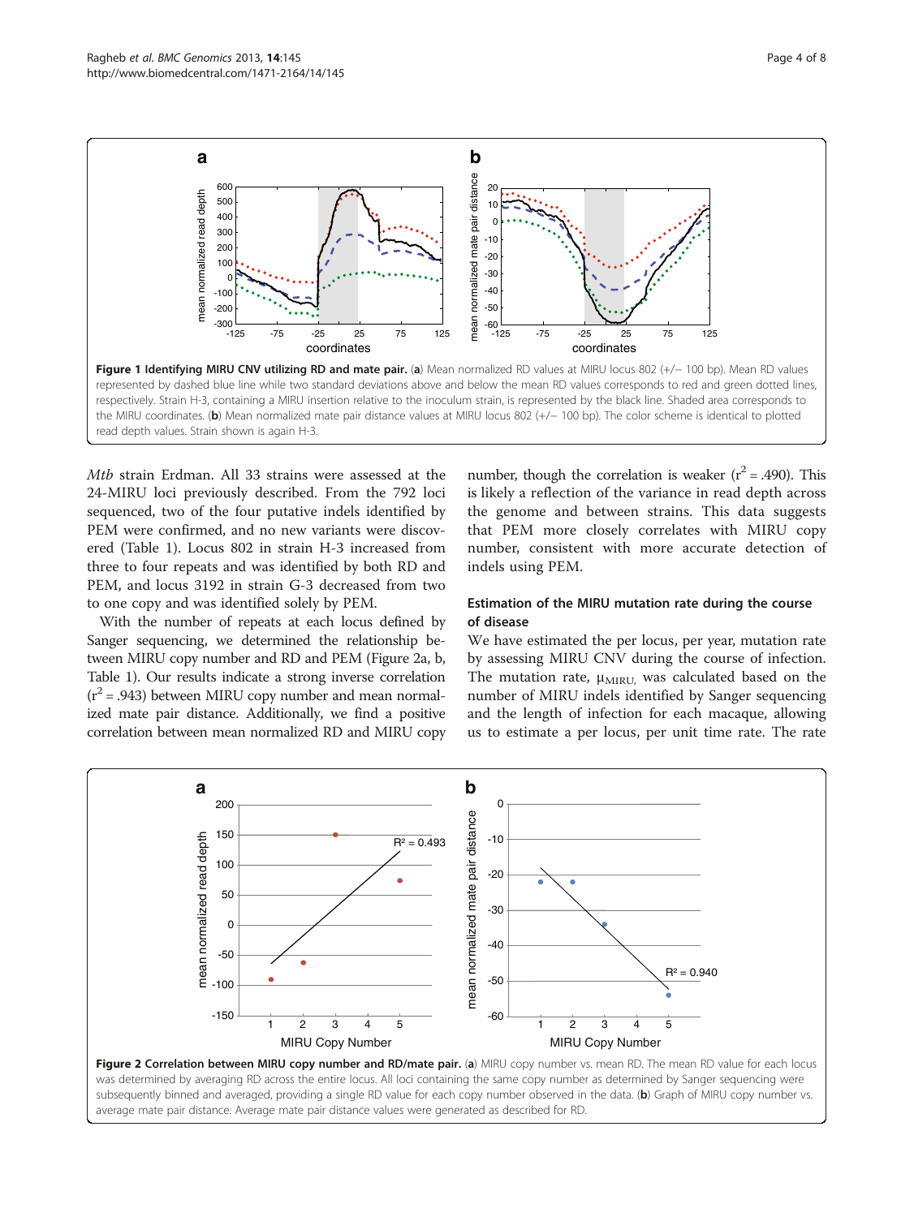**Figure 1 Identifying MIRU CNV utilizing RD and mate pair.** (**a**) Mean normalized RD values at MIRU locus 802 (+/− 100 bp). Mean RD values represented by dashed blue line while two standard deviations above and below the mean RD values corresponds to red and green dotted lines, respectively. Strain H-3, containing a MIRU insertion relative to the inoculum strain, is represented by the black line. Shaded area corresponds to the MIRU coordinates. (**b**) Mean normalized mate pair distance values at MIRU locus 802 (+/− 100 bp). The color scheme is identical to plotted read depth values. Strain shown is again H-3.

*Mtb* strain Erdman. All 33 strains were assessed at the 24-MIRU loci previously described. From the 792 loci sequenced, two of the four putative indels identified by PEM were confirmed, and no new variants were discovered (Table 1). Locus 802 in strain H-3 increased from three to four repeats and was identified by both RD and PEM, and locus 3192 in strain G-3 decreased from two to one copy and was identified solely by PEM.

With the number of repeats at each locus defined by Sanger sequencing, we determined the relationship between MIRU copy number and RD and PEM (Figure 2a, b, Table 1). Our results indicate a strong inverse correlation ($r^2 = .943$) between MIRU copy number and mean normalized mate pair distance. Additionally, we find a positive correlation between mean normalized RD and MIRU copy number, though the correlation is weaker ($r^2 = .490$). This is likely a reflection of the variance in read depth across the genome and between strains. This data suggests that PEM more closely correlates with MIRU copy number, consistent with more accurate detection of indels using PEM.

### Estimation of the MIRU mutation rate during the course of disease

We have estimated the per locus, per year, mutation rate by assessing MIRU CNV during the course of infection. The mutation rate, $\mu_{MIRU}$, was calculated based on the number of MIRU indels identified by Sanger sequencing and the length of infection for each macaque, allowing us to estimate a per locus, per unit time rate. The rate

**Figure 2 Correlation between MIRU copy number and RD/mate pair.** (**a**) MIRU copy number vs. mean RD. The mean RD value for each locus was determined by averaging RD across the entire locus. All loci containing the same copy number as determined by Sanger sequencing were subsequently binned and averaged, providing a single RD value for each copy number observed in the data. (**b**) Graph of MIRU copy number vs. average mate pair distance. Average mate pair distance values were generated as described for RD.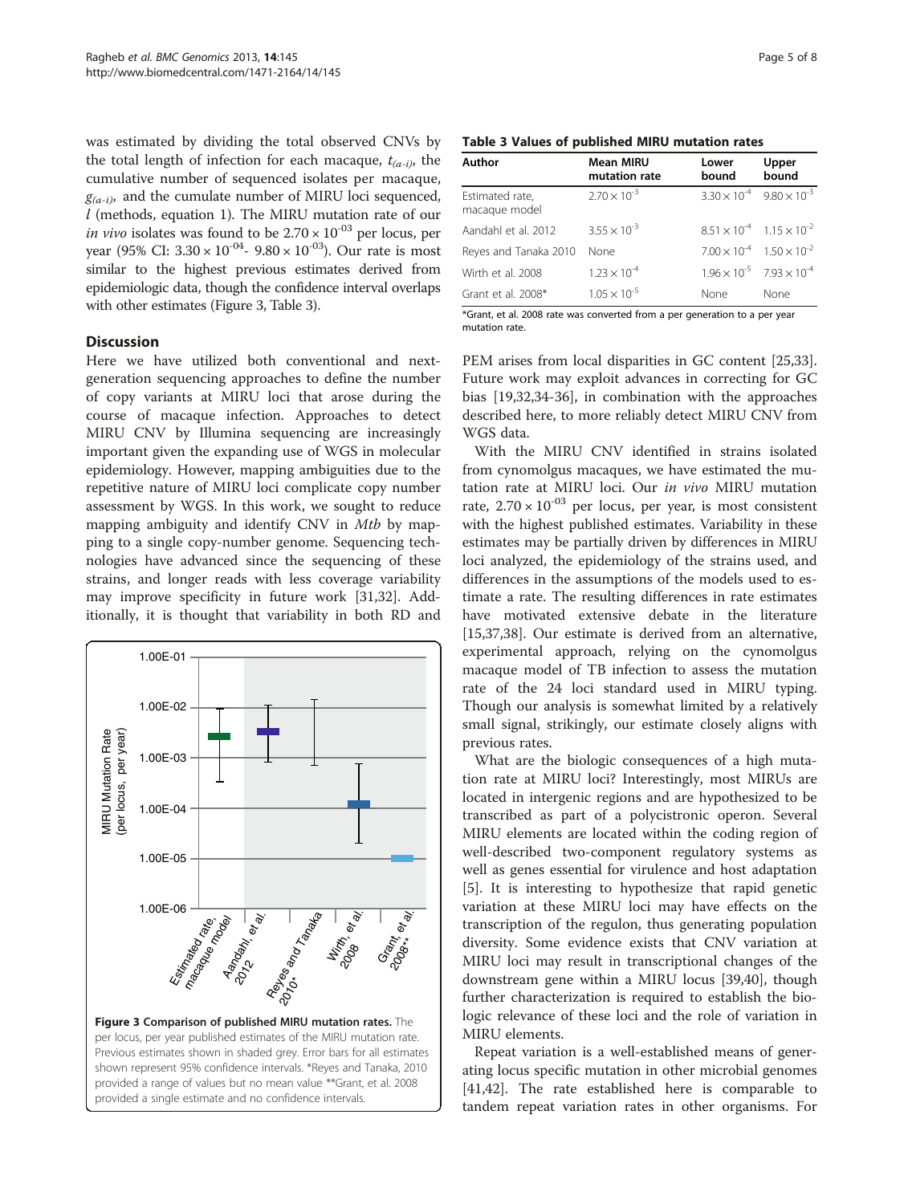was estimated by dividing the total observed CNVs by the total length of infection for each macaque, $t_{(a-i)}$, the cumulative number of sequenced isolates per macaque, $g_{(a-i)}$, and the cumulate number of MIRU loci sequenced, $l$ (methods, equation 1). The MIRU mutation rate of our *in vivo* isolates was found to be $2.70 \times 10^{-03}$ per locus, per year (95% CI: $3.30 \times 10^{-04}$- $9.80 \times 10^{-03}$). Our rate is most similar to the highest previous estimates derived from epidemiologic data, though the confidence interval overlaps with other estimates (Figure 3, Table 3).

## Discussion

Here we have utilized both conventional and next-generation sequencing approaches to define the number of copy variants at MIRU loci that arose during the course of macaque infection. Approaches to detect MIRU CNV by Illumina sequencing are increasingly important given the expanding use of WGS in molecular epidemiology. However, mapping ambiguities due to the repetitive nature of MIRU loci complicate copy number assessment by WGS. In this work, we sought to reduce mapping ambiguity and identify CNV in *Mtb* by mapping to a single copy-number genome. Sequencing technologies have advanced since the sequencing of these strains, and longer reads with less coverage variability may improve specificity in future work [31,32]. Additionally, it is thought that variability in both RD and PEM arises from local disparities in GC content [25,33]. Future work may exploit advances in correcting for GC bias [19,32,34-36], in combination with the approaches described here, to more reliably detect MIRU CNV from WGS data.

**Figure 3 Comparison of published MIRU mutation rates.** The per locus, per year published estimates of the MIRU mutation rate. Previous estimates shown in shaded grey. Error bars for all estimates shown represent 95% confidence intervals. *Reyes and Tanaka, 2010 provided a range of values but no mean value **Grant, et al. 2008 provided a single estimate and no confidence intervals.

**Table 3 Values of published MIRU mutation rates**

| Author | Mean MIRU mutation rate | Lower bound | Upper bound |
|---|---|---|---|
| Estimated rate, macaque model | $2.70 \times 10^{-3}$ | $3.30 \times 10^{-4}$ | $9.80 \times 10^{-3}$ |
| Aandahl et al. 2012 | $3.55 \times 10^{-3}$ | $8.51 \times 10^{-4}$ | $1.15 \times 10^{-2}$ |
| Reyes and Tanaka 2010 | None | $7.00 \times 10^{-4}$ | $1.50 \times 10^{-2}$ |
| Wirth et al. 2008 | $1.23 \times 10^{-4}$ | $1.96 \times 10^{-5}$ | $7.93 \times 10^{-4}$ |
| Grant et al. 2008* | $1.05 \times 10^{-5}$ | None | None |

*Grant, et al. 2008 rate was converted from a per generation to a per year mutation rate.

With the MIRU CNV identified in strains isolated from cynomolgus macaques, we have estimated the mutation rate at MIRU loci. Our *in vivo* MIRU mutation rate, $2.70 \times 10^{-03}$ per locus, per year, is most consistent with the highest published estimates. Variability in these estimates may be partially driven by differences in MIRU loci analyzed, the epidemiology of the strains used, and differences in the assumptions of the models used to estimate a rate. The resulting differences in rate estimates have motivated extensive debate in the literature [15,37,38]. Our estimate is derived from an alternative, experimental approach, relying on the cynomolgus macaque model of TB infection to assess the mutation rate of the 24 loci standard used in MIRU typing. Though our analysis is somewhat limited by a relatively small signal, strikingly, our estimate closely aligns with previous rates.

What are the biologic consequences of a high mutation rate at MIRU loci? Interestingly, most MIRUs are located in intergenic regions and are hypothesized to be transcribed as part of a polycistronic operon. Several MIRU elements are located within the coding region of well-described two-component regulatory systems as well as genes essential for virulence and host adaptation [5]. It is interesting to hypothesize that rapid genetic variation at these MIRU loci may have effects on the transcription of the regulon, thus generating population diversity. Some evidence exists that CNV variation at MIRU loci may result in transcriptional changes of the downstream gene within a MIRU locus [39,40], though further characterization is required to establish the biologic relevance of these loci and the role of variation in MIRU elements.

Repeat variation is a well-established means of generating locus specific mutation in other microbial genomes [41,42]. The rate established here is comparable to tandem repeat variation rates in other organisms. For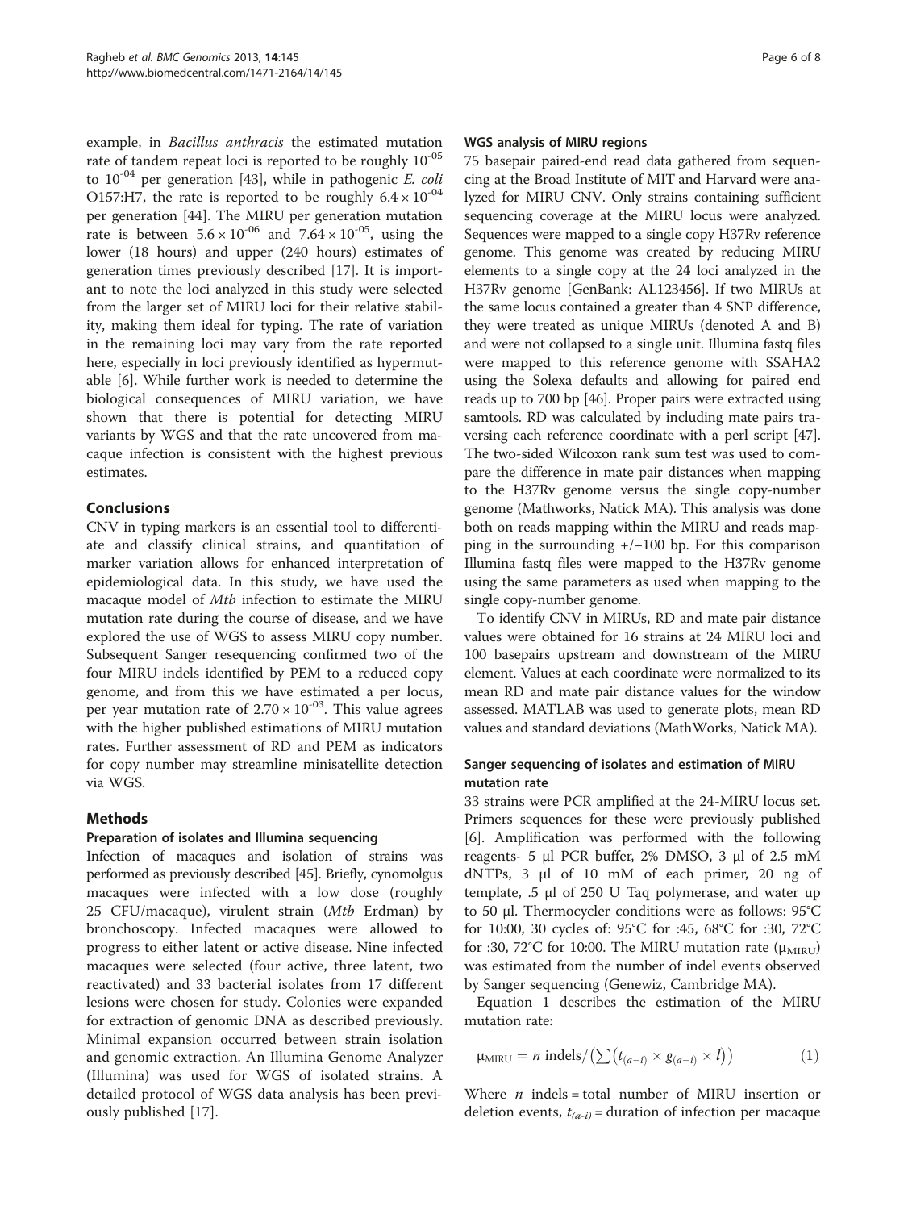example, in *Bacillus anthracis* the estimated mutation rate of tandem repeat loci is reported to be roughly $10^{-05}$ to $10^{-04}$ per generation [43], while in pathogenic *E. coli* O157:H7, the rate is reported to be roughly $6.4 \times 10^{-04}$ per generation [44]. The MIRU per generation mutation rate is between $5.6 \times 10^{-06}$ and $7.64 \times 10^{-05}$, using the lower (18 hours) and upper (240 hours) estimates of generation times previously described [17]. It is important to note the loci analyzed in this study were selected from the larger set of MIRU loci for their relative stability, making them ideal for typing. The rate of variation in the remaining loci may vary from the rate reported here, especially in loci previously identified as hypermutable [6]. While further work is needed to determine the biological consequences of MIRU variation, we have shown that there is potential for detecting MIRU variants by WGS and that the rate uncovered from macaque infection is consistent with the highest previous estimates.

## Conclusions

CNV in typing markers is an essential tool to differentiate and classify clinical strains, and quantitation of marker variation allows for enhanced interpretation of epidemiological data. In this study, we have used the macaque model of *Mtb* infection to estimate the MIRU mutation rate during the course of disease, and we have explored the use of WGS to assess MIRU copy number. Subsequent Sanger resequencing confirmed two of the four MIRU indels identified by PEM to a reduced copy genome, and from this we have estimated a per locus, per year mutation rate of $2.70 \times 10^{-03}$. This value agrees with the higher published estimations of MIRU mutation rates. Further assessment of RD and PEM as indicators for copy number may streamline minisatellite detection via WGS.

## Methods

### Preparation of isolates and Illumina sequencing

Infection of macaques and isolation of strains was performed as previously described [45]. Briefly, cynomolgus macaques were infected with a low dose (roughly 25 CFU/macaque), virulent strain (*Mtb* Erdman) by bronchoscopy. Infected macaques were allowed to progress to either latent or active disease. Nine infected macaques were selected (four active, three latent, two reactivated) and 33 bacterial isolates from 17 different lesions were chosen for study. Colonies were expanded for extraction of genomic DNA as described previously. Minimal expansion occurred between strain isolation and genomic extraction. An Illumina Genome Analyzer (Illumina) was used for WGS of isolated strains. A detailed protocol of WGS data analysis has been previously published [17].

### WGS analysis of MIRU regions

75 basepair paired-end read data gathered from sequencing at the Broad Institute of MIT and Harvard were analyzed for MIRU CNV. Only strains containing sufficient sequencing coverage at the MIRU locus were analyzed. Sequences were mapped to a single copy H37Rv reference genome. This genome was created by reducing MIRU elements to a single copy at the 24 loci analyzed in the H37Rv genome [GenBank: AL123456]. If two MIRUs at the same locus contained a greater than 4 SNP difference, they were treated as unique MIRUs (denoted A and B) and were not collapsed to a single unit. Illumina fastq files were mapped to this reference genome with SSAHA2 using the Solexa defaults and allowing for paired end reads up to 700 bp [46]. Proper pairs were extracted using samtools. RD was calculated by including mate pairs traversing each reference coordinate with a perl script [47]. The two-sided Wilcoxon rank sum test was used to compare the difference in mate pair distances when mapping to the H37Rv genome versus the single copy-number genome (Mathworks, Natick MA). This analysis was done both on reads mapping within the MIRU and reads mapping in the surrounding +/−100 bp. For this comparison Illumina fastq files were mapped to the H37Rv genome using the same parameters as used when mapping to the single copy-number genome.

To identify CNV in MIRUs, RD and mate pair distance values were obtained for 16 strains at 24 MIRU loci and 100 basepairs upstream and downstream of the MIRU element. Values at each coordinate were normalized to its mean RD and mate pair distance values for the window assessed. MATLAB was used to generate plots, mean RD values and standard deviations (MathWorks, Natick MA).

### Sanger sequencing of isolates and estimation of MIRU mutation rate

33 strains were PCR amplified at the 24-MIRU locus set. Primers sequences for these were previously published [6]. Amplification was performed with the following reagents- 5 μl PCR buffer, 2% DMSO, 3 μl of 2.5 mM dNTPs, 3 μl of 10 mM of each primer, 20 ng of template, .5 μl of 250 U Taq polymerase, and water up to 50 μl. Thermocycler conditions were as follows: 95°C for 10:00, 30 cycles of: 95°C for :45, 68°C for :30, 72°C for :30, 72°C for 10:00. The MIRU mutation rate ($\mu_{MIRU}$) was estimated from the number of indel events observed by Sanger sequencing (Genewiz, Cambridge MA).

Equation 1 describes the estimation of the MIRU mutation rate:

$$\mu_{MIRU} = n \text{ indels} / \left( \sum \left( t_{(a-i)} \times g_{(a-i)} \times l \right) \right) \quad (1)$$

Where $n$ indels = total number of MIRU insertion or deletion events, $t_{(a-i)}$ = duration of infection per macaque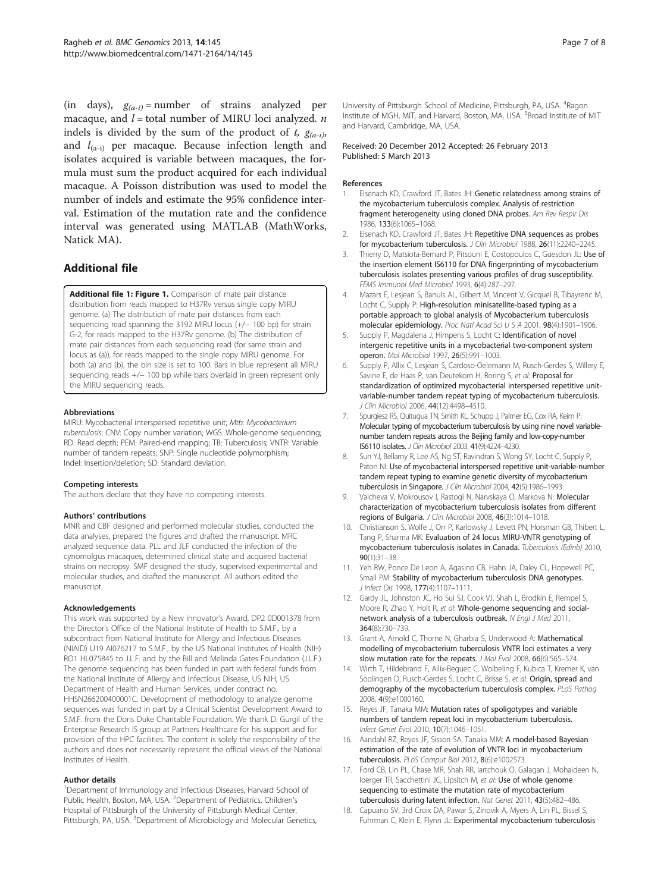(in days), $g_{(a-i)}$ = number of strains analyzed per macaque, and $l$ = total number of MIRU loci analyzed. $n$ indels is divided by the sum of the product of $t$, $g_{(a-i)}$, and $l_{(a-i)}$ per macaque. Because infection length and isolates acquired is variable between macaques, the formula must sum the product acquired for each individual macaque. A Poisson distribution was used to model the number of indels and estimate the 95% confidence interval. Estimation of the mutation rate and the confidence interval was generated using MATLAB (MathWorks, Natick MA).

## Additional file

**Additional file 1: Figure 1.** Comparison of mate pair distance distribution from reads mapped to H37Rv versus single copy MIRU genome. (a) The distribution of mate pair distances from each sequencing read spanning the 3192 MIRU locus (+/− 100 bp) for strain G-2, for reads mapped to the H37Rv genome. (b) The distribution of mate pair distances from each sequencing read (for same strain and locus as (a)), for reads mapped to the single copy MIRU genome. For both (a) and (b), the bin size is set to 100. Bars in blue represent all MIRU sequencing reads +/− 100 bp while bars overlaid in green represent only the MIRU sequencing reads.

#### Abbreviations

MIRU: Mycobacterial interspersed repetitive unit; Mtb: *Mycobacterium tuberculosis*; CNV: Copy number variation; WGS: Whole-genome sequencing; RD: Read depth; PEM: Paired-end mapping; TB: Tuberculosis; VNTR: Variable number of tandem repeats; SNP: Single nucleotide polymorphism; Indel: Insertion/deletion; SD: Standard deviation.

#### Competing interests

The authors declare that they have no competing interests.

#### Authors' contributions

MNR and CBF designed and performed molecular studies, conducted the data analyses, prepared the figures and drafted the manuscript. MRC analyzed sequence data. PLL and JLF conducted the infection of the cynomolgus macaques, determined clinical state and acquired bacterial strains on necropsy. SMF designed the study, supervised experimental and molecular studies, and drafted the manuscript. All authors edited the manuscript.

#### Acknowledgements

This work was supported by a New Innovator's Award, DP2 0D001378 from the Director's Office of the National Institute of Health to S.M.F., by a subcontract from National Institute for Allergy and Infectious Diseases (NIAID) U19 AI076217 to S.M.F., by the US National Institutes of Health (NIH) RO1 HL075845 to J.L.F. and by the Bill and Melinda Gates Foundation (J.L.F.). The genome sequencing has been funded in part with federal funds from the National Institute of Allergy and Infectious Disease, US NIH, US Department of Health and Human Services, under contract no. HHSN266200400001C. Development of methodology to analyze genome sequences was funded in part by a Clinical Scientist Development Award to S.M.F. from the Doris Duke Charitable Foundation. We thank D. Gurgil of the Enterprise Research IS group at Partners Healthcare for his support and for provision of the HPC facilities. The content is solely the responsibility of the authors and does not necessarily represent the official views of the National Institutes of Health.

#### Author details

[1]Department of Immunology and Infectious Diseases, Harvard School of Public Health, Boston, MA, USA. [2]Department of Pediatrics, Children's Hospital of Pittsburgh of the University of Pittsburgh Medical Center, Pittsburgh, PA, USA. [3]Department of Microbiology and Molecular Genetics, University of Pittsburgh School of Medicine, Pittsburgh, PA, USA. [4]Ragon Institute of MGH, MIT, and Harvard, Boston, MA, USA. [5]Broad Institute of MIT and Harvard, Cambridge, MA, USA.

Received: 20 December 2012 Accepted: 26 February 2013
Published: 5 March 2013

#### References

1. Eisenach KD, Crawford JT, Bates JH: **Genetic relatedness among strains of the mycobacterium tuberculosis complex. Analysis of restriction fragment heterogeneity using cloned DNA probes.** *Am Rev Respir Dis* 1986, **133**(6):1065–1068.
2. Eisenach KD, Crawford JT, Bates JH: **Repetitive DNA sequences as probes for mycobacterium tuberculosis.** *J Clin Microbiol* 1988, **26**(11):2240–2245.
3. Thierry D, Matsiota-Bernard P, Pitsouni E, Costopoulos C, Guesdon JL: **Use of the insertion element IS6110 for DNA fingerprinting of mycobacterium tuberculosis isolates presenting various profiles of drug susceptibility.** *FEMS Immunol Med Microbiol* 1993, **6**(4):287–297.
4. Mazars E, Lesjean S, Banuls AL, Gilbert M, Vincent V, Gicquel B, Tibayrenc M, Locht C, Supply P: **High-resolution minisatellite-based typing as a portable approach to global analysis of Mycobacterium tuberculosis molecular epidemiology.** *Proc Natl Acad Sci U S A* 2001, **98**(4):1901–1906.
5. Supply P, Magdalena J, Himpens S, Locht C: **Identification of novel intergenic repetitive units in a mycobacterial two-component system operon.** *Mol Microbiol* 1997, **26**(5):991–1003.
6. Supply P, Allix C, Lesjean S, Cardoso-Oelemann M, Rusch-Gerdes S, Willery E, Savine E, de Haas P, van Deutekom H, Roring S, *et al*: **Proposal for standardization of optimized mycobacterial interspersed repetitive unit-variable-number tandem repeat typing of mycobacterium tuberculosis.** *J Clin Microbiol* 2006, **44**(12):4498–4510.
7. Spurgiesz RS, Quitugua TN, Smith KL, Schupp J, Palmer EG, Cox RA, Keim P: **Molecular typing of mycobacterium tuberculosis by using nine novel variable-number tandem repeats across the Beijing family and low-copy-number IS6110 isolates.** *J Clin Microbiol* 2003, **41**(9):4224–4230.
8. Sun YJ, Bellamy R, Lee AS, Ng ST, Ravindran S, Wong SY, Locht C, Supply P, Paton NI: **Use of mycobacterial interspersed repetitive unit-variable-number tandem repeat typing to examine genetic diversity of mycobacterium tuberculosis in Singapore.** *J Clin Microbiol* 2004, **42**(5):1986–1993.
9. Valcheva V, Mokrousov I, Rastogi N, Narvskaya O, Markova N: **Molecular characterization of mycobacterium tuberculosis isolates from different regions of Bulgaria.** *J Clin Microbiol* 2008, **46**(3):1014–1018.
10. Christianson S, Wolfe J, Orr P, Karlowsky J, Levett PN, Horsman GB, Thibert L, Tang P, Sharma MK: **Evaluation of 24 locus MIRU-VNTR genotyping of mycobacterium tuberculosis isolates in Canada.** *Tuberculosis (Edinb)* 2010, **90**(1):31–38.
11. Yeh RW, Ponce De Leon A, Agasino CB, Hahn JA, Daley CL, Hopewell PC, Small PM: **Stability of mycobacterium tuberculosis DNA genotypes.** *J Infect Dis* 1998, **177**(4):1107–1111.
12. Gardy JL, Johnston JC, Ho Sui SJ, Cook VJ, Shah L, Brodkin E, Rempel S, Moore R, Zhao Y, Holt R, *et al*: **Whole-genome sequencing and social-network analysis of a tuberculosis outbreak.** *N Engl J Med* 2011, **364**(8):730–739.
13. Grant A, Arnold C, Thorne N, Gharbia S, Underwood A: **Mathematical modelling of mycobacterium tuberculosis VNTR loci estimates a very slow mutation rate for the repeats.** *J Mol Evol* 2008, **66**(6):565–574.
14. Wirth T, Hildebrand F, Allix-Beguec C, Wolbeling F, Kubica T, Kremer K, van Soolingen D, Rusch-Gerdes S, Locht C, Brisse S, *et al*: **Origin, spread and demography of the mycobacterium tuberculosis complex.** *PLoS Pathog* 2008, **4**(9):e1000160.
15. Reyes JF, Tanaka MM: **Mutation rates of spoligotypes and variable numbers of tandem repeat loci in mycobacterium tuberculosis.** *Infect Genet Evol* 2010, **10**(7):1046–1051.
16. Aandahl RZ, Reyes JF, Sisson SA, Tanaka MM: **A model-based Bayesian estimation of the rate of evolution of VNTR loci in mycobacterium tuberculosis.** *PLoS Comput Biol* 2012, **8**(6):e1002573.
17. Ford CB, Lin PL, Chase MR, Shah RR, Iartchouk O, Galagan J, Mohaideen N, Ioerger TR, Sacchettini JC, Lipsitch M, *et al*: **Use of whole genome sequencing to estimate the mutation rate of mycobacterium tuberculosis during latent infection.** *Nat Genet* 2011, **43**(5):482–486.
18. Capuano SV, 3rd Croix DA, Pawar S, Zinovik A, Myers A, Lin PL, Bissel S, Fuhrman C, Klein E, Flynn JL: **Experimental mycobacterium tuberculosis**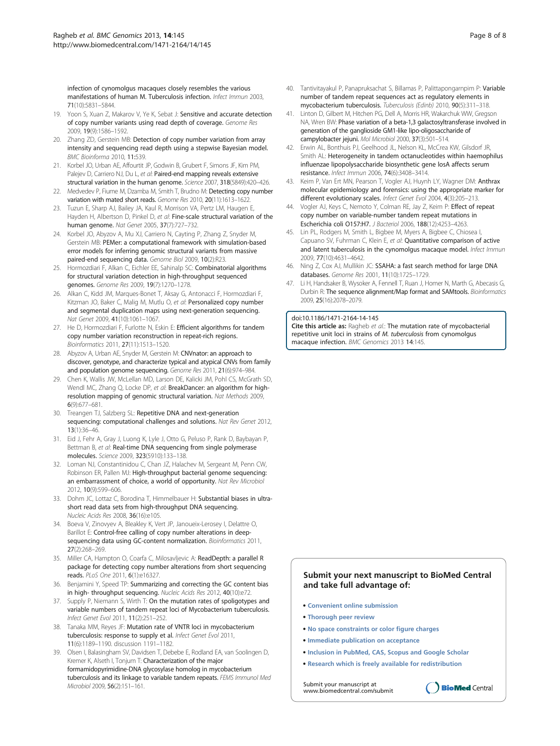infection of cynomolgus macaques closely resembles the various manifestations of human M. Tuberculosis infection. *Infect Immun* 2003, **71**(10):5831–5844.

19. Yoon S, Xuan Z, Makarov V, Ye K, Sebat J: **Sensitive and accurate detection of copy number variants using read depth of coverage.** *Genome Res* 2009, **19**(9):1586–1592.
20. Zhang ZD, Gerstein MB: **Detection of copy number variation from array intensity and sequencing read depth using a stepwise Bayesian model.** *BMC Bioinforma* 2010, **11:**539.
21. Korbel JO, Urban AE, Affourtit JP, Godwin B, Grubert F, Simons JF, Kim PM, Palejev D, Carriero NJ, Du L, *et al*: **Paired-end mapping reveals extensive structural variation in the human genome.** *Science* 2007, **318**(5849):420–426.
22. Medvedev P, Fiume M, Dzamba M, Smith T, Brudno M: **Detecting copy number variation with mated short reads.** *Genome Res* 2010, **20**(11):1613–1622.
23. Tuzun E, Sharp AJ, Bailey JA, Kaul R, Morrison VA, Pertz LM, Haugen E, Hayden H, Albertson D, Pinkel D, *et al*: **Fine-scale structural variation of the human genome.** *Nat Genet* 2005, **37**(7):727–732.
24. Korbel JO, Abyzov A, Mu XJ, Carriero N, Cayting P, Zhang Z, Snyder M, Gerstein MB: **PEMer: a computational framework with simulation-based error models for inferring genomic structural variants from massive paired-end sequencing data.** *Genome Biol* 2009, **10**(2):R23.
25. Hormozdiari F, Alkan C, Eichler EE, Sahinalp SC: **Combinatorial algorithms for structural variation detection in high-throughput sequenced genomes.** *Genome Res* 2009, **19**(7):1270–1278.
26. Alkan C, Kidd JM, Marques-Bonet T, Aksay G, Antonacci F, Hormozdiari F, Kitzman JO, Baker C, Malig M, Mutlu O, *et al*: **Personalized copy number and segmental duplication maps using next-generation sequencing.** *Nat Genet* 2009, **41**(10):1061–1067.
27. He D, Hormozdiari F, Furlotte N, Eskin E: **Efficient algorithms for tandem copy number variation reconstruction in repeat-rich regions.** *Bioinformatics* 2011, **27**(11):1513–1520.
28. Abyzov A, Urban AE, Snyder M, Gerstein M: **CNVnator: an approach to discover, genotype, and characterize typical and atypical CNVs from family and population genome sequencing.** *Genome Res* 2011, **21**(6):974–984.
29. Chen K, Wallis JW, McLellan MD, Larson DE, Kalicki JM, Pohl CS, McGrath SD, Wendl MC, Zhang Q, Locke DP, *et al*: **BreakDancer: an algorithm for high-resolution mapping of genomic structural variation.** *Nat Methods* 2009, **6**(9):677–681.
30. Treangen TJ, Salzberg SL: **Repetitive DNA and next-generation sequencing: computational challenges and solutions.** *Nat Rev Genet* 2012, **13**(1):36–46.
31. Eid J, Fehr A, Gray J, Luong K, Lyle J, Otto G, Peluso P, Rank D, Baybayan P, Bettman B, *et al*: **Real-time DNA sequencing from single polymerase molecules.** *Science* 2009, **323**(5910):133–138.
32. Loman NJ, Constantinidou C, Chan JZ, Halachev M, Sergeant M, Penn CW, Robinson ER, Pallen MJ: **High-throughput bacterial genome sequencing: an embarrassment of choice, a world of opportunity.** *Nat Rev Microbiol* 2012, **10**(9):599–606.
33. Dohm JC, Lottaz C, Borodina T, Himmelbauer H: **Substantial biases in ultra-short read data sets from high-throughput DNA sequencing.** *Nucleic Acids Res* 2008, **36**(16):e105.
34. Boeva V, Zinovyev A, Bleakley K, Vert JP, Janoueix-Lerosey I, Delattre O, Barillot E: **Control-free calling of copy number alterations in deep-sequencing data using GC-content normalization.** *Bioinformatics* 2011, **27**(2):268–269.
35. Miller CA, Hampton O, Coarfa C, Milosavljevic A: **ReadDepth: a parallel R package for detecting copy number alterations from short sequencing reads.** *PLoS One* 2011, **6**(1):e16327.
36. Benjamini Y, Speed TP: **Summarizing and correcting the GC content bias in high- throughput sequencing.** *Nucleic Acids Res* 2012, **40**(10):e72.
37. Supply P, Niemann S, Wirth T: **On the mutation rates of spoligotypes and variable numbers of tandem repeat loci of Mycobacterium tuberculosis.** *Infect Genet Evol* 2011, **11**(2):251–252.
38. Tanaka MM, Reyes JF: **Mutation rate of VNTR loci in mycobacterium tuberculosis: response to supply et al.** *Infect Genet Evol* 2011, **11**(6):1189–1190. discussion 1191–1182.
39. Olsen I, Balasingham SV, Davidsen T, Debebe E, Rodland EA, van Soolingen D, Kremer K, Alseth I, Tonjum T: **Characterization of the major formamidopyrimidine-DNA glycosylase homolog in mycobacterium tuberculosis and its linkage to variable tandem repeats.** *FEMS Immunol Med Microbiol* 2009, **56**(2):151–161.
40. Tantivitayakul P, Panapruksachat S, Billamas P, Palittapongarnpim P: **Variable number of tandem repeat sequences act as regulatory elements in mycobacterium tuberculosis.** *Tuberculosis (Edinb)* 2010, **90**(5):311–318.
41. Linton D, Gilbert M, Hitchen PG, Dell A, Morris HR, Wakarchuk WW, Gregson NA, Wren BW: **Phase variation of a beta-1,3 galactosyltransferase involved in generation of the ganglioside GM1-like lipo-oligosaccharide of campylobacter jejuni.** *Mol Microbiol* 2000, **37**(3):501–514.
42. Erwin AL, Bonthuis PJ, Geelhood JL, Nelson KL, McCrea KW, Gilsdorf JR, Smith AL: **Heterogeneity in tandem octanucleotides within haemophilus influenzae lipopolysaccharide biosynthetic gene losA affects serum resistance.** *Infect Immun* 2006, **74**(6):3408–3414.
43. Keim P, Van Ert MN, Pearson T, Vogler AJ, Huynh LY, Wagner DM: **Anthrax molecular epidemiology and forensics: using the appropriate marker for different evolutionary scales.** *Infect Genet Evol* 2004, **4**(3):205–213.
44. Vogler AJ, Keys C, Nemoto Y, Colman RE, Jay Z, Keim P: **Effect of repeat copy number on variable-number tandem repeat mutations in Escherichia coli O157:H7.** *J Bacteriol* 2006, **188**(12):4253–4263.
45. Lin PL, Rodgers M, Smith L, Bigbee M, Myers A, Bigbee C, Chiosea I, Capuano SV, Fuhrman C, Klein E, *et al*: **Quantitative comparison of active and latent tuberculosis in the cynomolgus macaque model.** *Infect Immun* 2009, **77**(10):4631–4642.
46. Ning Z, Cox AJ, Mullikin JC: **SSAHA: a fast search method for large DNA databases.** *Genome Res* 2001, **11**(10):1725–1729.
47. Li H, Handsaker B, Wysoker A, Fennell T, Ruan J, Homer N, Marth G, Abecasis G, Durbin R: **The sequence alignment/Map format and SAMtools.** *Bioinformatics* 2009, **25**(16):2078–2079.

doi:10.1186/1471-2164-14-145

**Cite this article as:** Ragheb *et al.*: The mutation rate of mycobacterial repetitive unit loci in strains of *M. tuberculosis* from cynomolgus macaque infection. *BMC Genomics* 2013 **14**:145.

**Submit your next manuscript to BioMed Central and take full advantage of:**

- **Convenient online submission**
- **Thorough peer review**
- **No space constraints or color figure charges**
- **Immediate publication on acceptance**
- **Inclusion in PubMed, CAS, Scopus and Google Scholar**
- **Research which is freely available for redistribution**

Submit your manuscript at
www.biomedcentral.com/submit

BioMed Central